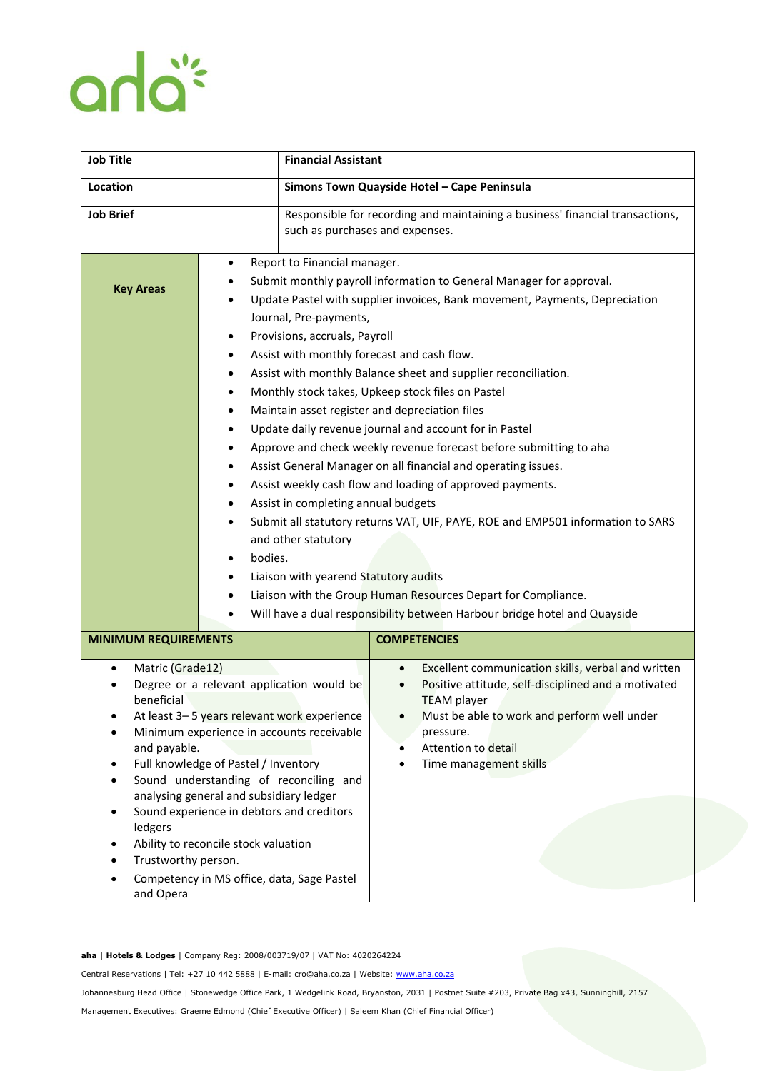| Job Title | Financial Assistant |
|---|---|
| Location | Simons Town Quayside Hotel – Cape Peninsula |
| Job Brief | Responsible for recording and maintaining a business' financial transactions, such as purchases and expenses. |

**Key Areas**

- Report to Financial manager.
- Submit monthly payroll information to General Manager for approval.
- Update Pastel with supplier invoices, Bank movement, Payments, Depreciation Journal, Pre-payments,
- Provisions, accruals, Payroll
- Assist with monthly forecast and cash flow.
- Assist with monthly Balance sheet and supplier reconciliation.
- Monthly stock takes, Upkeep stock files on Pastel
- Maintain asset register and depreciation files
- Update daily revenue journal and account for in Pastel
- Approve and check weekly revenue forecast before submitting to aha
- Assist General Manager on all financial and operating issues.
- Assist weekly cash flow and loading of approved payments.
- Assist in completing annual budgets
- Submit all statutory returns VAT, UIF, PAYE, ROE and EMP501 information to SARS and other statutory
- bodies.
- Liaison with yearend Statutory audits
- Liaison with the Group Human Resources Depart for Compliance.
- Will have a dual responsibility between Harbour bridge hotel and Quayside

**MINIMUM REQUIREMENTS**

- Matric (Grade12)
- Degree or a relevant application would be beneficial
- At least 3– 5 years relevant work experience
- Minimum experience in accounts receivable and payable.
- Full knowledge of Pastel / Inventory
- Sound understanding of reconciling and analysing general and subsidiary ledger
- Sound experience in debtors and creditors ledgers
- Ability to reconcile stock valuation
- Trustworthy person.
- Competency in MS office, data, Sage Pastel and Opera

**COMPETENCIES**

- Excellent communication skills, verbal and written
- Positive attitude, self-disciplined and a motivated TEAM player
- Must be able to work and perform well under pressure.
- Attention to detail
- Time management skills

**aha | Hotels & Lodges** | Company Reg: 2008/003719/07 | VAT No: 4020264224

Central Reservations | Tel: +27 10 442 5888 | E-mail: cro@aha.co.za | Website: www.aha.co.za

Johannesburg Head Office | Stonewedge Office Park, 1 Wedgelink Road, Bryanston, 2031 | Postnet Suite #203, Private Bag x43, Sunninghill, 2157

Management Executives: Graeme Edmond (Chief Executive Officer) | Saleem Khan (Chief Financial Officer)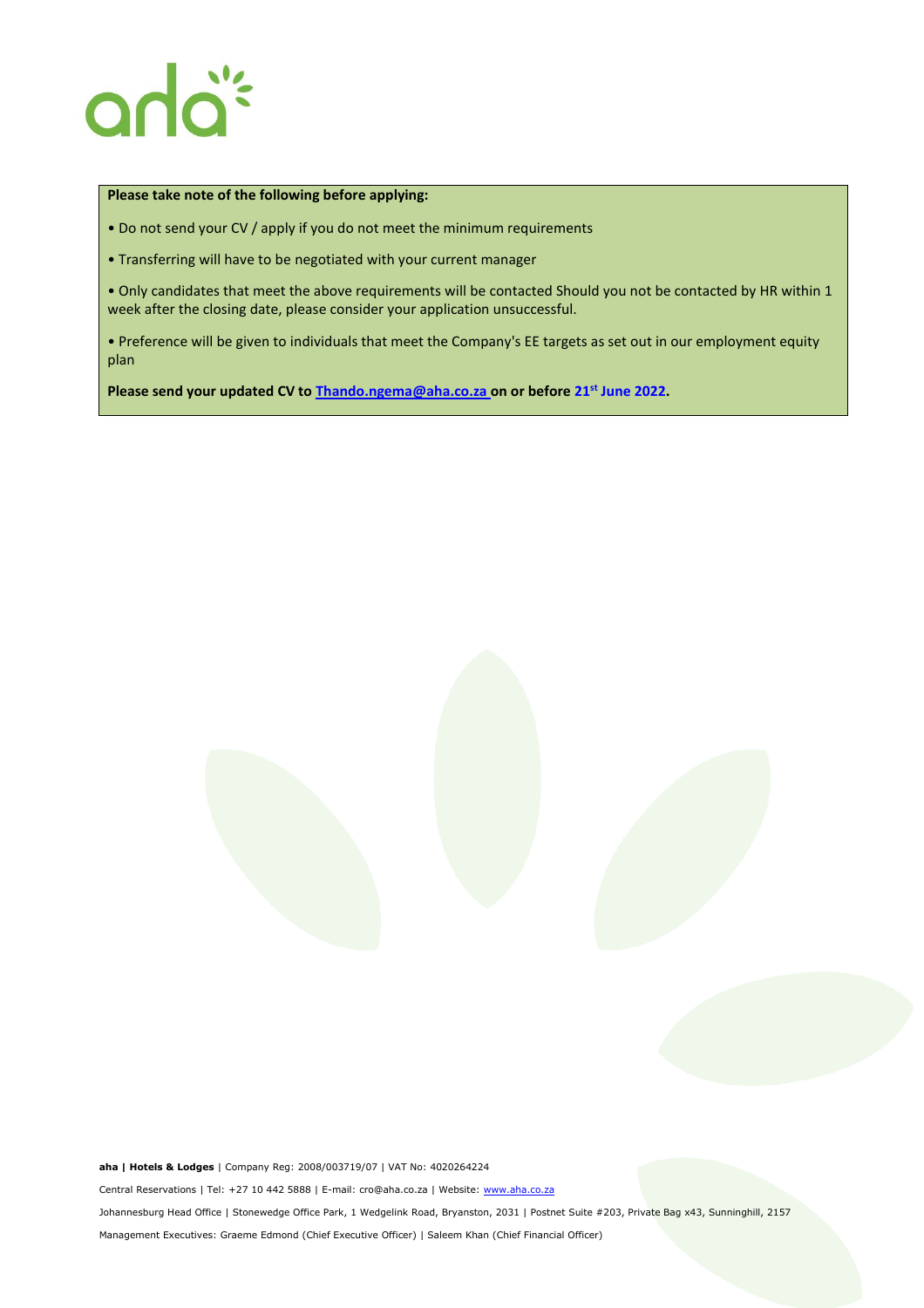**Please take note of the following before applying:**

- Do not send your CV / apply if you do not meet the minimum requirements
- Transferring will have to be negotiated with your current manager
- Only candidates that meet the above requirements will be contacted Should you not be contacted by HR within 1 week after the closing date, please consider your application unsuccessful.
- Preference will be given to individuals that meet the Company's EE targets as set out in our employment equity plan

**Please send your updated CV to [Thando.ngema@aha.co.za](mailto:Thando.ngema@aha.co.za) on or before 21st June 2022.**

**aha | Hotels & Lodges** | Company Reg: 2008/003719/07 | VAT No: 4020264224

Central Reservations | Tel: +27 10 442 5888 | E-mail: cro@aha.co.za | Website: [www.aha.co.za](http://www.aha.co.za)

Johannesburg Head Office | Stonewedge Office Park, 1 Wedgelink Road, Bryanston, 2031 | Postnet Suite #203, Private Bag x43, Sunninghill, 2157

Management Executives: Graeme Edmond (Chief Executive Officer) | Saleem Khan (Chief Financial Officer)